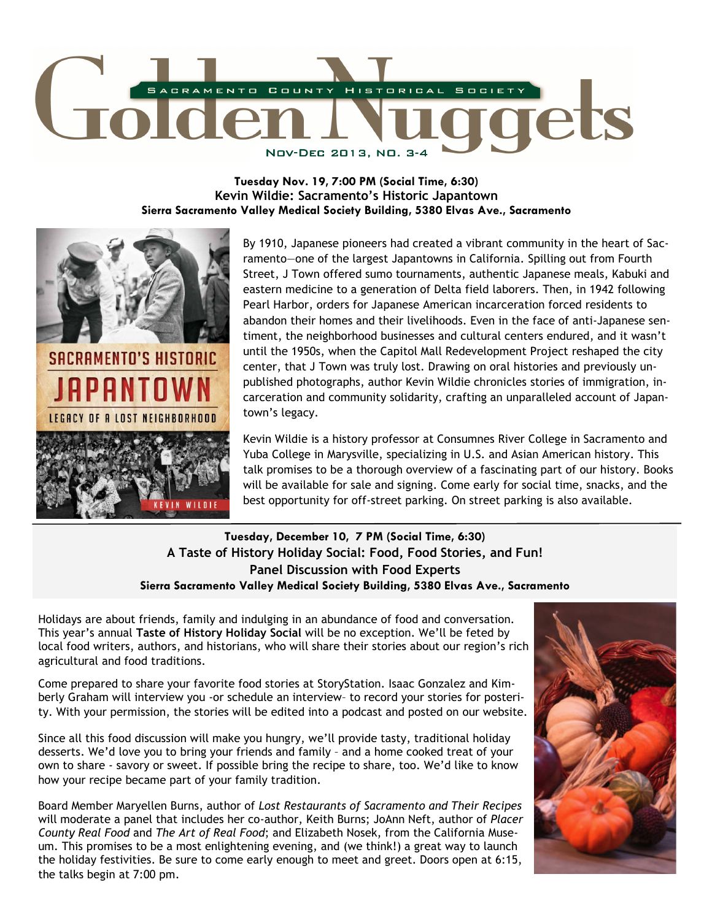# Golden Nuggets

SACRAMENTO COUNTY HISTORICAL SOCIETY

NOV-DEC 2013, NO. 3-4

**Tuesday Nov. 19, 7:00 PM (Social Time, 6:30)**
**Kevin Wildie: Sacramento's Historic Japantown**
**Sierra Sacramento Valley Medical Society Building, 5380 Elvas Ave., Sacramento**

By 1910, Japanese pioneers had created a vibrant community in the heart of Sacramento—one of the largest Japantowns in California. Spilling out from Fourth Street, J Town offered sumo tournaments, authentic Japanese meals, Kabuki and eastern medicine to a generation of Delta field laborers. Then, in 1942 following Pearl Harbor, orders for Japanese American incarceration forced residents to abandon their homes and their livelihoods. Even in the face of anti-Japanese sentiment, the neighborhood businesses and cultural centers endured, and it wasn't until the 1950s, when the Capitol Mall Redevelopment Project reshaped the city center, that J Town was truly lost. Drawing on oral histories and previously unpublished photographs, author Kevin Wildie chronicles stories of immigration, incarceration and community solidarity, crafting an unparalleled account of Japantown's legacy.

Kevin Wildie is a history professor at Consumnes River College in Sacramento and Yuba College in Marysville, specializing in U.S. and Asian American history. This talk promises to be a thorough overview of a fascinating part of our history. Books will be available for sale and signing. Come early for social time, snacks, and the best opportunity for off-street parking. On street parking is also available.

**Tuesday, December 10, 7 PM (Social Time, 6:30)**
**A Taste of History Holiday Social: Food, Food Stories, and Fun!**
**Panel Discussion with Food Experts**
**Sierra Sacramento Valley Medical Society Building, 5380 Elvas Ave., Sacramento**

Holidays are about friends, family and indulging in an abundance of food and conversation. This year's annual **Taste of History Holiday Social** will be no exception. We'll be feted by local food writers, authors, and historians, who will share their stories about our region's rich agricultural and food traditions.

Come prepared to share your favorite food stories at StoryStation. Isaac Gonzalez and Kimberly Graham will interview you -or schedule an interview– to record your stories for posterity. With your permission, the stories will be edited into a podcast and posted on our website.

Since all this food discussion will make you hungry, we'll provide tasty, traditional holiday desserts. We'd love you to bring your friends and family – and a home cooked treat of your own to share - savory or sweet. If possible bring the recipe to share, too. We'd like to know how your recipe became part of your family tradition.

Board Member Maryellen Burns, author of *Lost Restaurants of Sacramento and Their Recipes* will moderate a panel that includes her co-author, Keith Burns; JoAnn Neft, author of *Placer County Real Food* and *The Art of Real Food*; and Elizabeth Nosek, from the California Museum. This promises to be a most enlightening evening, and (we think!) a great way to launch the holiday festivities. Be sure to come early enough to meet and greet. Doors open at 6:15, the talks begin at 7:00 pm.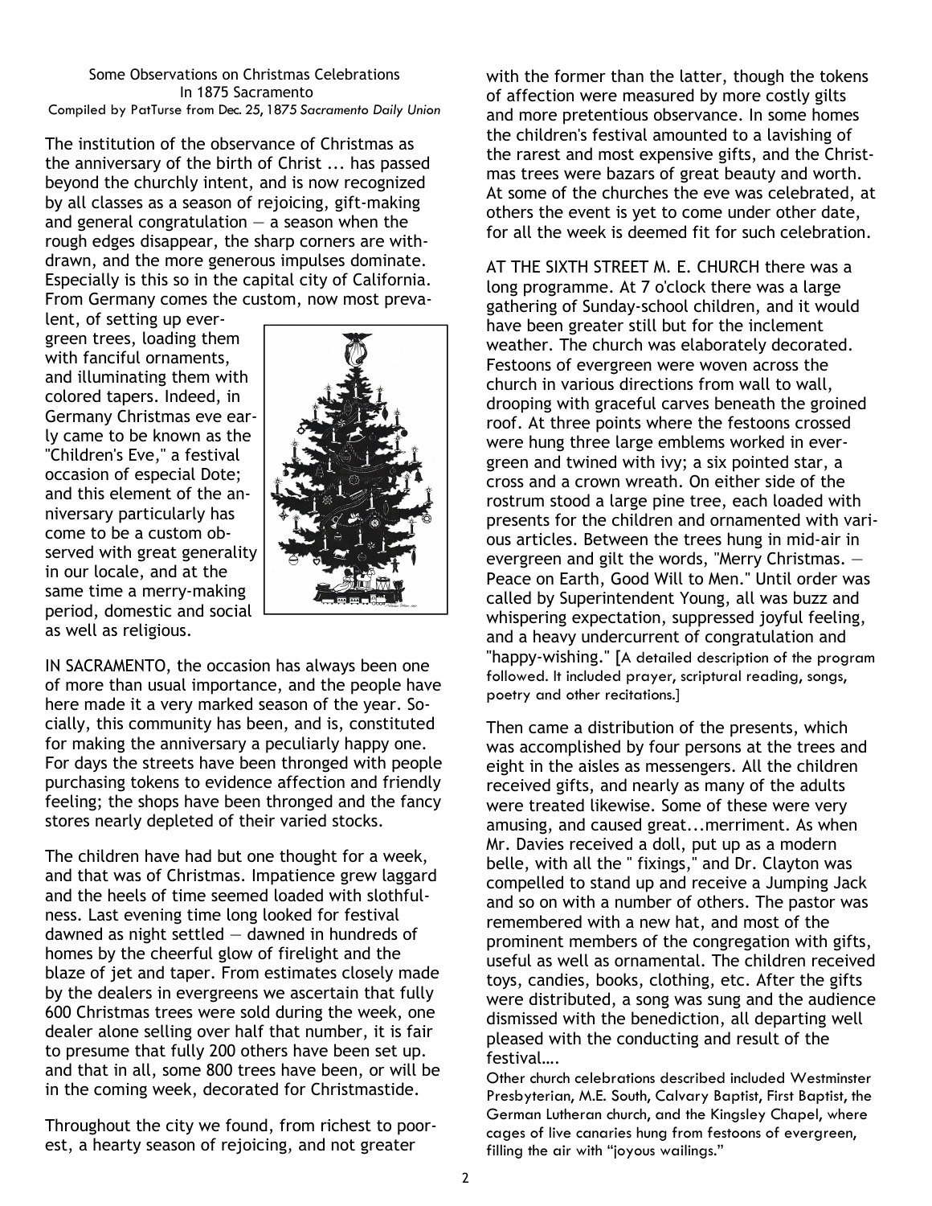Some Observations on Christmas Celebrations
In 1875 Sacramento
Compiled by PatTurse from Dec. 25, 1875 *Sacramento Daily Union*

The institution of the observance of Christmas as the anniversary of the birth of Christ ... has passed beyond the churchly intent, and is now recognized by all classes as a season of rejoicing, gift-making and general congratulation — a season when the rough edges disappear, the sharp corners are withdrawn, and the more generous impulses dominate. Especially is this so in the capital city of California. From Germany comes the custom, now most prevalent, of setting up evergreen trees, loading them with fanciful ornaments, and illuminating them with colored tapers. Indeed, in Germany Christmas eve early came to be known as the "Children's Eve," a festival occasion of especial Dote; and this element of the anniversary particularly has come to be a custom observed with great generality in our locale, and at the same time a merry-making period, domestic and social as well as religious.

IN SACRAMENTO, the occasion has always been one of more than usual importance, and the people have here made it a very marked season of the year. Socially, this community has been, and is, constituted for making the anniversary a peculiarly happy one. For days the streets have been thronged with people purchasing tokens to evidence affection and friendly feeling; the shops have been thronged and the fancy stores nearly depleted of their varied stocks.

The children have had but one thought for a week, and that was of Christmas. Impatience grew laggard and the heels of time seemed loaded with slothfulness. Last evening time long looked for festival dawned as night settled — dawned in hundreds of homes by the cheerful glow of firelight and the blaze of jet and taper. From estimates closely made by the dealers in evergreens we ascertain that fully 600 Christmas trees were sold during the week, one dealer alone selling over half that number, it is fair to presume that fully 200 others have been set up. and that in all, some 800 trees have been, or will be in the coming week, decorated for Christmastide.

Throughout the city we found, from richest to poorest, a hearty season of rejoicing, and not greater with the former than the latter, though the tokens of affection were measured by more costly gilts and more pretentious observance. In some homes the children's festival amounted to a lavishing of the rarest and most expensive gifts, and the Christmas trees were bazars of great beauty and worth. At some of the churches the eve was celebrated, at others the event is yet to come under other date, for all the week is deemed fit for such celebration.

AT THE SIXTH STREET M. E. CHURCH there was a long programme. At 7 o'clock there was a large gathering of Sunday-school children, and it would have been greater still but for the inclement weather. The church was elaborately decorated. Festoons of evergreen were woven across the church in various directions from wall to wall, drooping with graceful carves beneath the groined roof. At three points where the festoons crossed were hung three large emblems worked in evergreen and twined with ivy; a six pointed star, a cross and a crown wreath. On either side of the rostrum stood a large pine tree, each loaded with presents for the children and ornamented with various articles. Between the trees hung in mid-air in evergreen and gilt the words, "Merry Christmas. — Peace on Earth, Good Will to Men." Until order was called by Superintendent Young, all was buzz and whispering expectation, suppressed joyful feeling, and a heavy undercurrent of congratulation and "happy-wishing." [A detailed description of the program followed. It included prayer, scriptural reading, songs, poetry and other recitations.]

Then came a distribution of the presents, which was accomplished by four persons at the trees and eight in the aisles as messengers. All the children received gifts, and nearly as many of the adults were treated likewise. Some of these were very amusing, and caused great...merriment. As when Mr. Davies received a doll, put up as a modern belle, with all the " fixings," and Dr. Clayton was compelled to stand up and receive a Jumping Jack and so on with a number of others. The pastor was remembered with a new hat, and most of the prominent members of the congregation with gifts, useful as well as ornamental. The children received toys, candies, books, clothing, etc. After the gifts were distributed, a song was sung and the audience dismissed with the benediction, all departing well pleased with the conducting and result of the festival….

Other church celebrations described included Westminster Presbyterian, M.E. South, Calvary Baptist, First Baptist, the German Lutheran church, and the Kingsley Chapel, where cages of live canaries hung from festoons of evergreen, filling the air with "joyous wailings."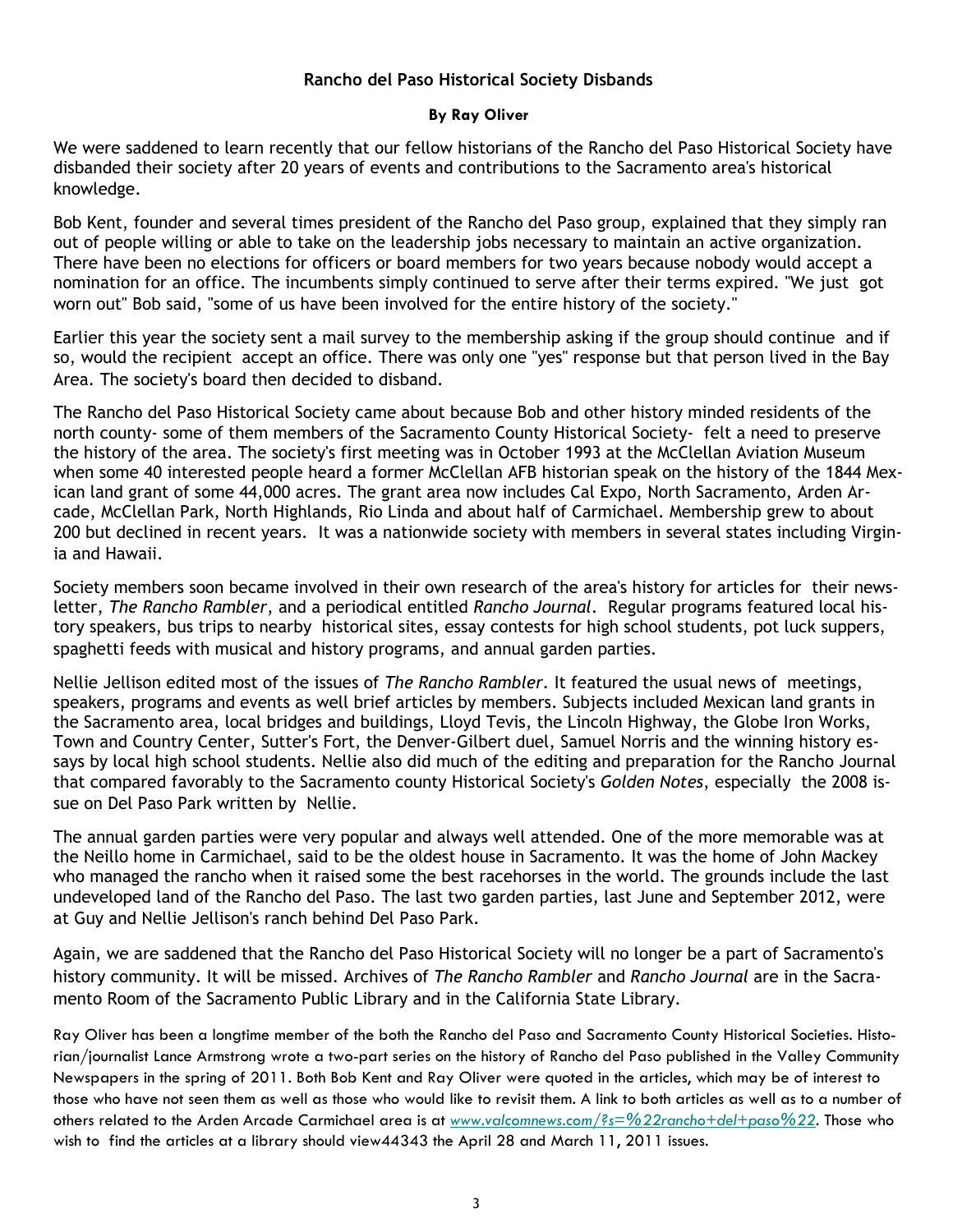## Rancho del Paso Historical Society Disbands

**By Ray Oliver**

We were saddened to learn recently that our fellow historians of the Rancho del Paso Historical Society have disbanded their society after 20 years of events and contributions to the Sacramento area's historical knowledge.

Bob Kent, founder and several times president of the Rancho del Paso group, explained that they simply ran out of people willing or able to take on the leadership jobs necessary to maintain an active organization. There have been no elections for officers or board members for two years because nobody would accept a nomination for an office. The incumbents simply continued to serve after their terms expired. "We just got worn out" Bob said, "some of us have been involved for the entire history of the society."

Earlier this year the society sent a mail survey to the membership asking if the group should continue and if so, would the recipient accept an office. There was only one "yes" response but that person lived in the Bay Area. The society's board then decided to disband.

The Rancho del Paso Historical Society came about because Bob and other history minded residents of the north county- some of them members of the Sacramento County Historical Society- felt a need to preserve the history of the area. The society's first meeting was in October 1993 at the McClellan Aviation Museum when some 40 interested people heard a former McClellan AFB historian speak on the history of the 1844 Mexican land grant of some 44,000 acres. The grant area now includes Cal Expo, North Sacramento, Arden Arcade, McClellan Park, North Highlands, Rio Linda and about half of Carmichael. Membership grew to about 200 but declined in recent years. It was a nationwide society with members in several states including Virginia and Hawaii.

Society members soon became involved in their own research of the area's history for articles for their newsletter, *The Rancho Rambler*, and a periodical entitled *Rancho Journal*. Regular programs featured local history speakers, bus trips to nearby historical sites, essay contests for high school students, pot luck suppers, spaghetti feeds with musical and history programs, and annual garden parties.

Nellie Jellison edited most of the issues of *The Rancho Rambler*. It featured the usual news of meetings, speakers, programs and events as well brief articles by members. Subjects included Mexican land grants in the Sacramento area, local bridges and buildings, Lloyd Tevis, the Lincoln Highway, the Globe Iron Works, Town and Country Center, Sutter's Fort, the Denver-Gilbert duel, Samuel Norris and the winning history essays by local high school students. Nellie also did much of the editing and preparation for the Rancho Journal that compared favorably to the Sacramento county Historical Society's *Golden Notes*, especially the 2008 issue on Del Paso Park written by Nellie.

The annual garden parties were very popular and always well attended. One of the more memorable was at the Neillo home in Carmichael, said to be the oldest house in Sacramento. It was the home of John Mackey who managed the rancho when it raised some the best racehorses in the world. The grounds include the last undeveloped land of the Rancho del Paso. The last two garden parties, last June and September 2012, were at Guy and Nellie Jellison's ranch behind Del Paso Park.

Again, we are saddened that the Rancho del Paso Historical Society will no longer be a part of Sacramento's history community. It will be missed. Archives of *The Rancho Rambler* and *Rancho Journal* are in the Sacramento Room of the Sacramento Public Library and in the California State Library.

Ray Oliver has been a longtime member of the both the Rancho del Paso and Sacramento County Historical Societies. Historian/journalist Lance Armstrong wrote a two-part series on the history of Rancho del Paso published in the Valley Community Newspapers in the spring of 2011. Both Bob Kent and Ray Oliver were quoted in the articles, which may be of interest to those who have not seen them as well as those who would like to revisit them. A link to both articles as well as to a number of others related to the Arden Arcade Carmichael area is at *www.valcomnews.com/?s=%22rancho+del+paso%22*. Those who wish to find the articles at a library should view44343 the April 28 and March 11, 2011 issues.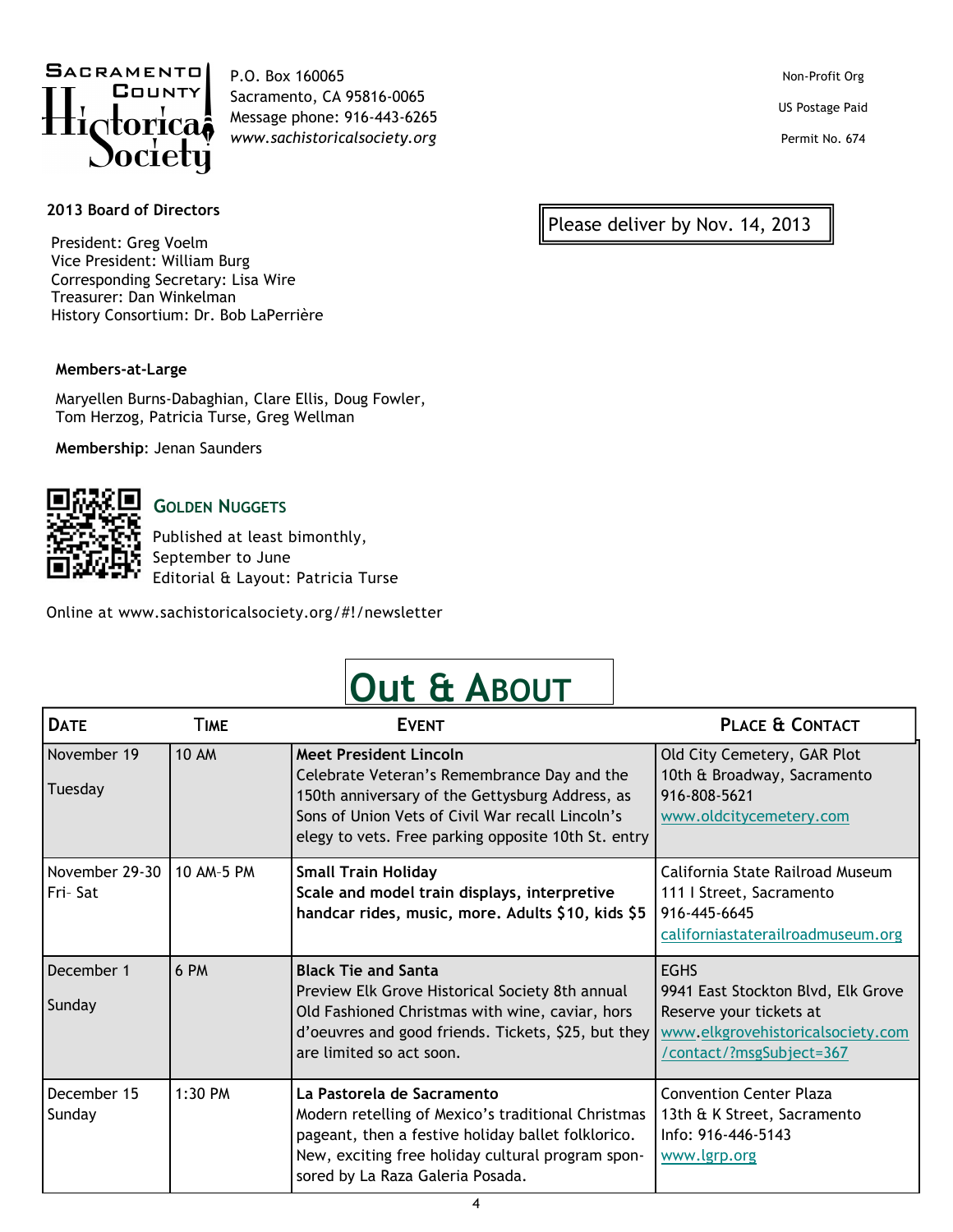**Sacramento County Historical Society**

P.O. Box 160065
Sacramento, CA 95816-0065
Message phone: 916-443-6265
*www.sachistoricalsociety.org*

Non-Profit Org
US Postage Paid
Permit No. 674

Please deliver by Nov. 14, 2013

**2013 Board of Directors**

President: Greg Voelm
Vice President: William Burg
Corresponding Secretary: Lisa Wire
Treasurer: Dan Winkelman
History Consortium: Dr. Bob LaPerrière

**Members-at-Large**

Maryellen Burns-Dabaghian, Clare Ellis, Doug Fowler, Tom Herzog, Patricia Turse, Greg Wellman

**Membership**: Jenan Saunders

## Golden Nuggets

Published at least bimonthly, September to June
Editorial & Layout: Patricia Turse

Online at www.sachistoricalsociety.org/#!/newsletter

# Out & About

| Date | Time | Event | Place & Contact |
|---|---|---|---|
| November 19 Tuesday | 10 AM | **Meet President Lincoln** Celebrate Veteran's Remembrance Day and the 150th anniversary of the Gettysburg Address, as Sons of Union Vets of Civil War recall Lincoln's elegy to vets. Free parking opposite 10th St. entry | Old City Cemetery, GAR Plot 10th & Broadway, Sacramento 916-808-5621 www.oldcitycemetery.com |
| November 29-30 Fri- Sat | 10 AM–5 PM | **Small Train Holiday Scale and model train displays, interpretive handcar rides, music, more. Adults $10, kids $5** | California State Railroad Museum 111 I Street, Sacramento 916-445-6645 californiastaterailroadmuseum.org |
| December 1 Sunday | 6 PM | **Black Tie and Santa** Preview Elk Grove Historical Society 8th annual Old Fashioned Christmas with wine, caviar, hors d'oeuvres and good friends. Tickets, $25, but they are limited so act soon. | EGHS 9941 East Stockton Blvd, Elk Grove Reserve your tickets at www.elkgrovehistoricalsociety.com/contact/?msgSubject=367 |
| December 15 Sunday | 1:30 PM | **La Pastorela de Sacramento** Modern retelling of Mexico's traditional Christmas pageant, then a festive holiday ballet folklorico. New, exciting free holiday cultural program sponsored by La Raza Galeria Posada. | Convention Center Plaza 13th & K Street, Sacramento Info: 916-446-5143 www.lgrp.org |